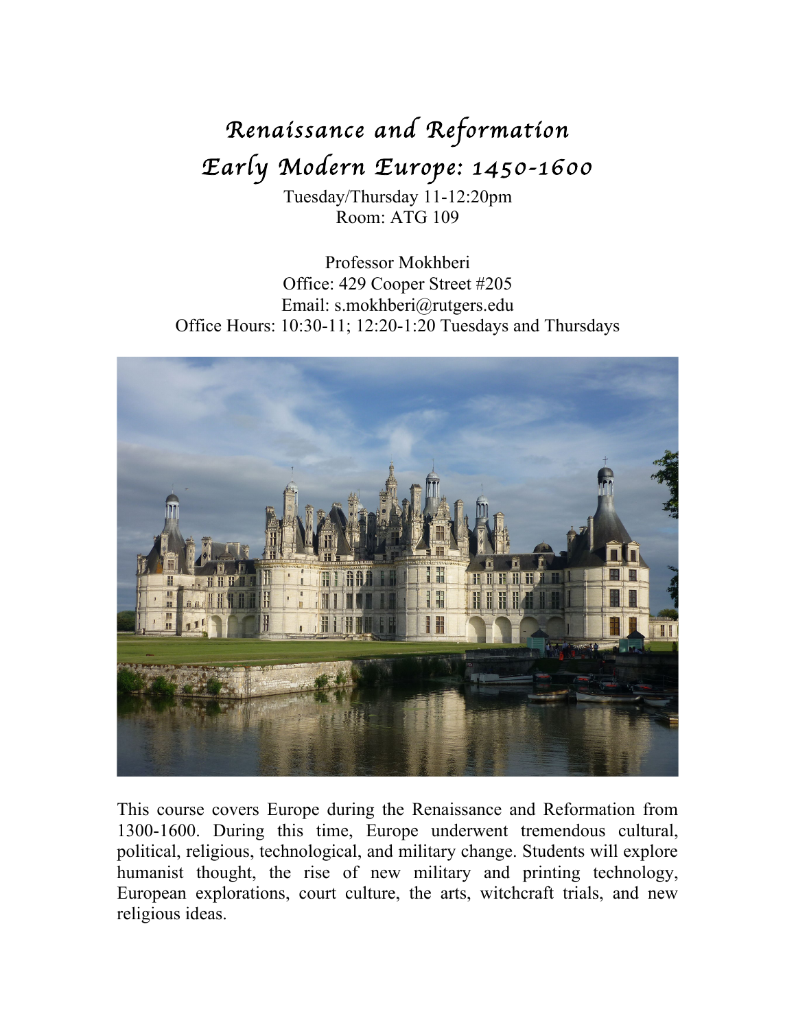# *Renaissance and Reformation*
# *Early Modern Europe: 1450-1600*

Tuesday/Thursday 11-12:20pm
Room: ATG 109

Professor Mokhberi
Office: 429 Cooper Street #205
Email: s.mokhberi@rutgers.edu
Office Hours: 10:30-11; 12:20-1:20 Tuesdays and Thursdays

This course covers Europe during the Renaissance and Reformation from 1300-1600. During this time, Europe underwent tremendous cultural, political, religious, technological, and military change. Students will explore humanist thought, the rise of new military and printing technology, European explorations, court culture, the arts, witchcraft trials, and new religious ideas.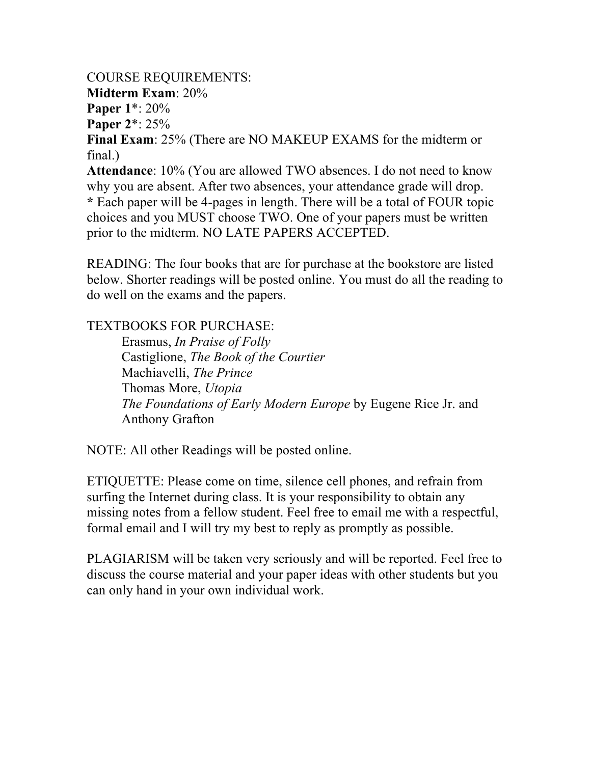COURSE REQUIREMENTS:
**Midterm Exam**: 20%
**Paper 1***: 20%
**Paper 2***: 25%
**Final Exam**: 25% (There are NO MAKEUP EXAMS for the midterm or final.)
**Attendance**: 10% (You are allowed TWO absences. I do not need to know why you are absent. After two absences, your attendance grade will drop.
**\*** Each paper will be 4-pages in length. There will be a total of FOUR topic choices and you MUST choose TWO. One of your papers must be written prior to the midterm. NO LATE PAPERS ACCEPTED.

READING: The four books that are for purchase at the bookstore are listed below. Shorter readings will be posted online. You must do all the reading to do well on the exams and the papers.

TEXTBOOKS FOR PURCHASE:

- Erasmus, *In Praise of Folly*
- Castiglione, *The Book of the Courtier*
- Machiavelli, *The Prince*
- Thomas More, *Utopia*
- *The Foundations of Early Modern Europe* by Eugene Rice Jr. and Anthony Grafton

NOTE: All other Readings will be posted online.

ETIQUETTE: Please come on time, silence cell phones, and refrain from surfing the Internet during class. It is your responsibility to obtain any missing notes from a fellow student. Feel free to email me with a respectful, formal email and I will try my best to reply as promptly as possible.

PLAGIARISM will be taken very seriously and will be reported. Feel free to discuss the course material and your paper ideas with other students but you can only hand in your own individual work.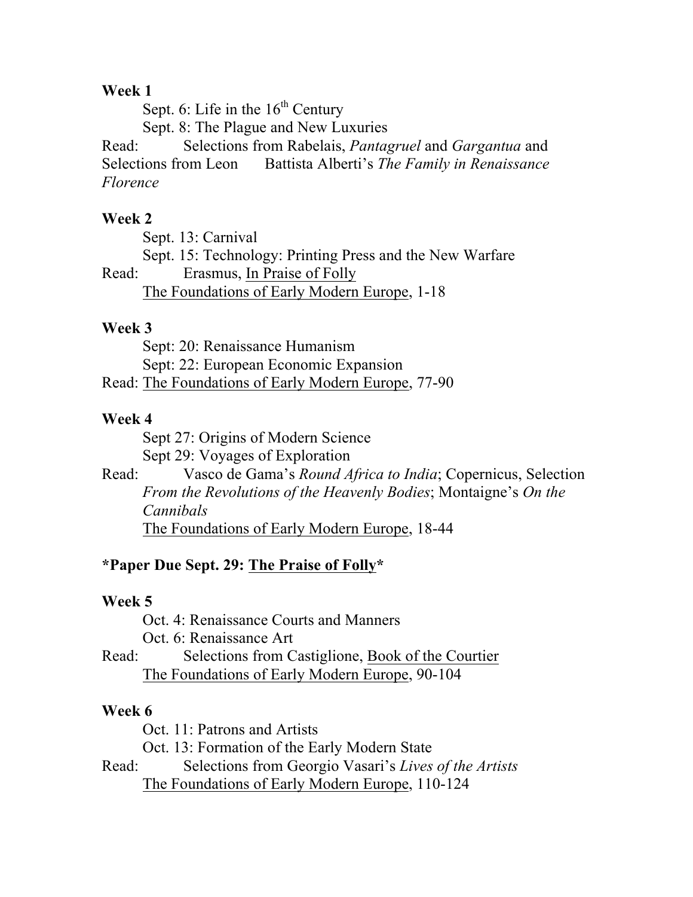**Week 1**

Sept. 6: Life in the 16th Century

Sept. 8: The Plague and New Luxuries

Read: Selections from Rabelais, *Pantagruel* and *Gargantua* and Selections from Leon Battista Alberti's *The Family in Renaissance Florence*

**Week 2**

Sept. 13: Carnival

Sept. 15: Technology: Printing Press and the New Warfare

Read: Erasmus, <u>In Praise of Folly</u>

<u>The Foundations of Early Modern Europe</u>, 1-18

**Week 3**

Sept: 20: Renaissance Humanism

Sept: 22: European Economic Expansion

Read: <u>The Foundations of Early Modern Europe</u>, 77-90

**Week 4**

Sept 27: Origins of Modern Science

Sept 29: Voyages of Exploration

Read: Vasco de Gama's *Round Africa to India*; Copernicus, Selection *From the Revolutions of the Heavenly Bodies*; Montaigne's *On the Cannibals*

<u>The Foundations of Early Modern Europe</u>, 18-44

***Paper Due Sept. 29: <u>The Praise of Folly</u>***

**Week 5**

Oct. 4: Renaissance Courts and Manners

Oct. 6: Renaissance Art

Read: Selections from Castiglione, <u>Book of the Courtier</u>

<u>The Foundations of Early Modern Europe</u>, 90-104

**Week 6**

Oct. 11: Patrons and Artists

Oct. 13: Formation of the Early Modern State

Read: Selections from Georgio Vasari's *Lives of the Artists*

<u>The Foundations of Early Modern Europe</u>, 110-124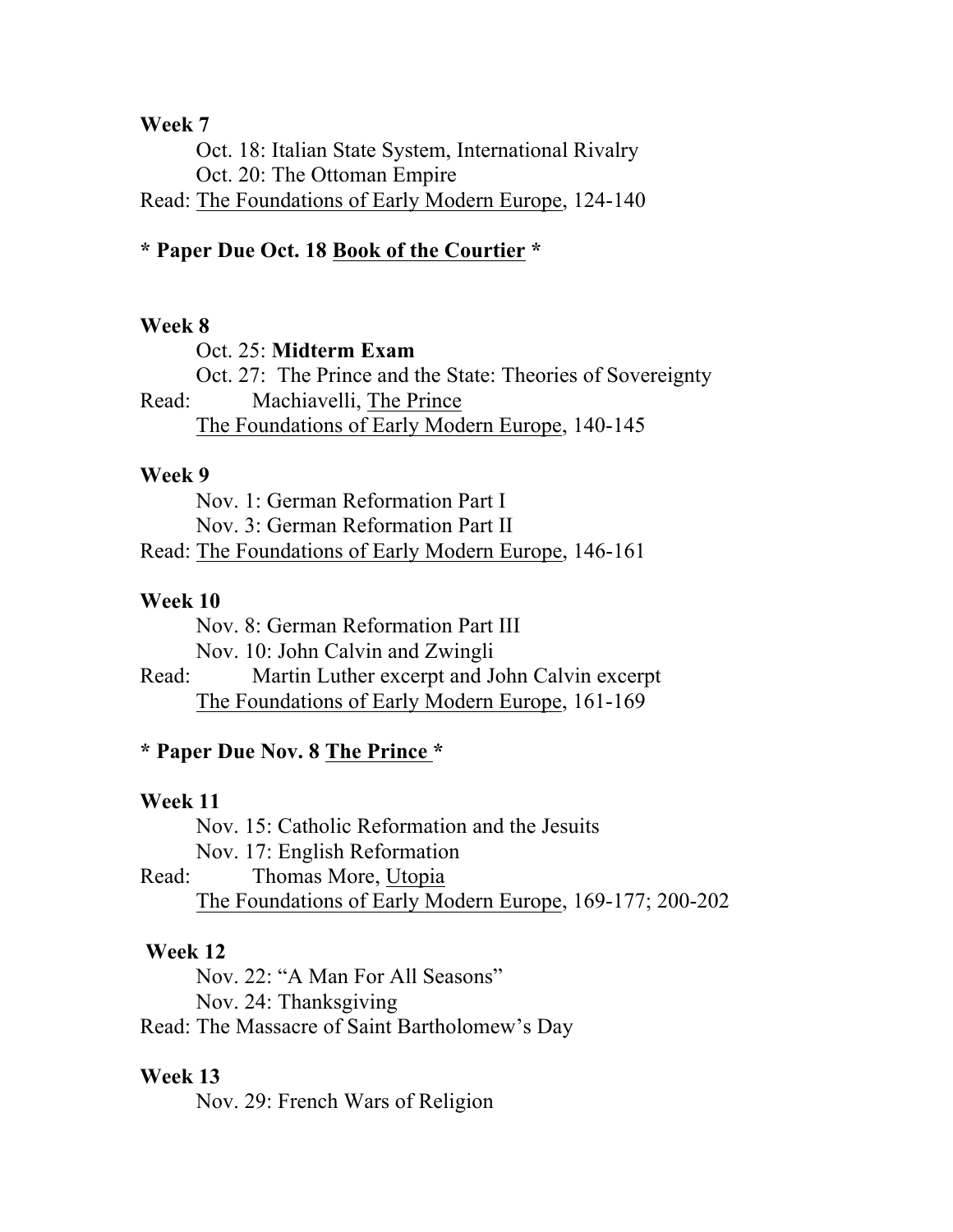**Week 7**

Oct. 18: Italian State System, International Rivalry
Oct. 20: The Ottoman Empire

Read: The Foundations of Early Modern Europe, 124-140

**\* Paper Due Oct. 18 Book of the Courtier \***

**Week 8**

Oct. 25: **Midterm Exam**
Oct. 27: The Prince and the State: Theories of Sovereignty

Read: Machiavelli, The Prince
The Foundations of Early Modern Europe, 140-145

**Week 9**

Nov. 1: German Reformation Part I
Nov. 3: German Reformation Part II

Read: The Foundations of Early Modern Europe, 146-161

**Week 10**

Nov. 8: German Reformation Part III
Nov. 10: John Calvin and Zwingli

Read: Martin Luther excerpt and John Calvin excerpt
The Foundations of Early Modern Europe, 161-169

**\* Paper Due Nov. 8 The Prince \***

**Week 11**

Nov. 15: Catholic Reformation and the Jesuits
Nov. 17: English Reformation

Read: Thomas More, Utopia
The Foundations of Early Modern Europe, 169-177; 200-202

**Week 12**

Nov. 22: "A Man For All Seasons"
Nov. 24: Thanksgiving

Read: The Massacre of Saint Bartholomew's Day

**Week 13**

Nov. 29: French Wars of Religion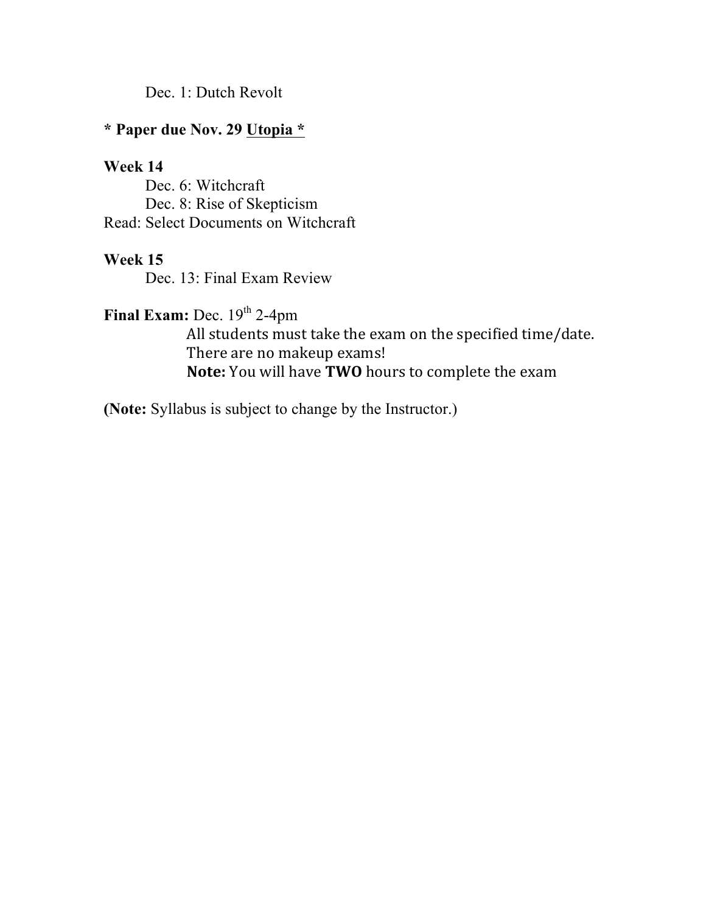Dec. 1: Dutch Revolt

**\* Paper due Nov. 29 Utopia \***

**Week 14**

Dec. 6: Witchcraft
Dec. 8: Rise of Skepticism
Read: Select Documents on Witchcraft

**Week 15**

Dec. 13: Final Exam Review

**Final Exam:** Dec. 19th 2-4pm

All students must take the exam on the specified time/date.
There are no makeup exams!
**Note:** You will have **TWO** hours to complete the exam

**(Note:** Syllabus is subject to change by the Instructor.)